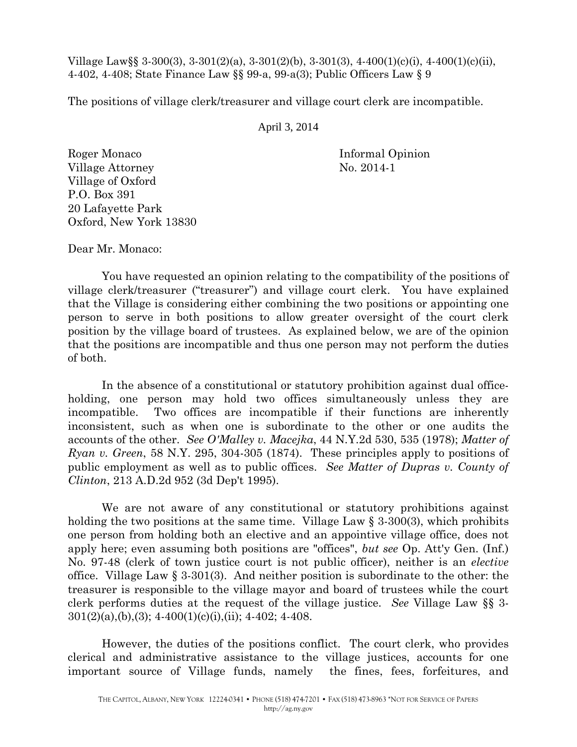Village Law§§ 3-300(3), 3-301(2)(a), 3-301(2)(b), 3-301(3), 4-400(1)(c)(i), 4-400(1)(c)(ii), 4-402, 4-408; State Finance Law §§ 99-a, 99-a(3); Public Officers Law § 9

The positions of village clerk/treasurer and village court clerk are incompatible.

April 3, 2014

Roger Monaco
Village Attorney
Village of Oxford
P.O. Box 391
20 Lafayette Park
Oxford, New York 13830

Informal Opinion
No. 2014-1

Dear Mr. Monaco:

You have requested an opinion relating to the compatibility of the positions of village clerk/treasurer ("treasurer") and village court clerk. You have explained that the Village is considering either combining the two positions or appointing one person to serve in both positions to allow greater oversight of the court clerk position by the village board of trustees. As explained below, we are of the opinion that the positions are incompatible and thus one person may not perform the duties of both.

In the absence of a constitutional or statutory prohibition against dual office-holding, one person may hold two offices simultaneously unless they are incompatible. Two offices are incompatible if their functions are inherently inconsistent, such as when one is subordinate to the other or one audits the accounts of the other. *See O'Malley v. Macejka*, 44 N.Y.2d 530, 535 (1978); *Matter of Ryan v. Green*, 58 N.Y. 295, 304-305 (1874). These principles apply to positions of public employment as well as to public offices. *See Matter of Dupras v. County of Clinton*, 213 A.D.2d 952 (3d Dep't 1995).

We are not aware of any constitutional or statutory prohibitions against holding the two positions at the same time. Village Law § 3-300(3), which prohibits one person from holding both an elective and an appointive village office, does not apply here; even assuming both positions are "offices", *but see* Op. Att'y Gen. (Inf.) No. 97-48 (clerk of town justice court is not public officer), neither is an *elective* office. Village Law § 3-301(3). And neither position is subordinate to the other: the treasurer is responsible to the village mayor and board of trustees while the court clerk performs duties at the request of the village justice. *See* Village Law §§ 3-301(2)(a),(b),(3); 4-400(1)(c)(i),(ii); 4-402; 4-408.

However, the duties of the positions conflict. The court clerk, who provides clerical and administrative assistance to the village justices, accounts for one important source of Village funds, namely the fines, fees, forfeitures, and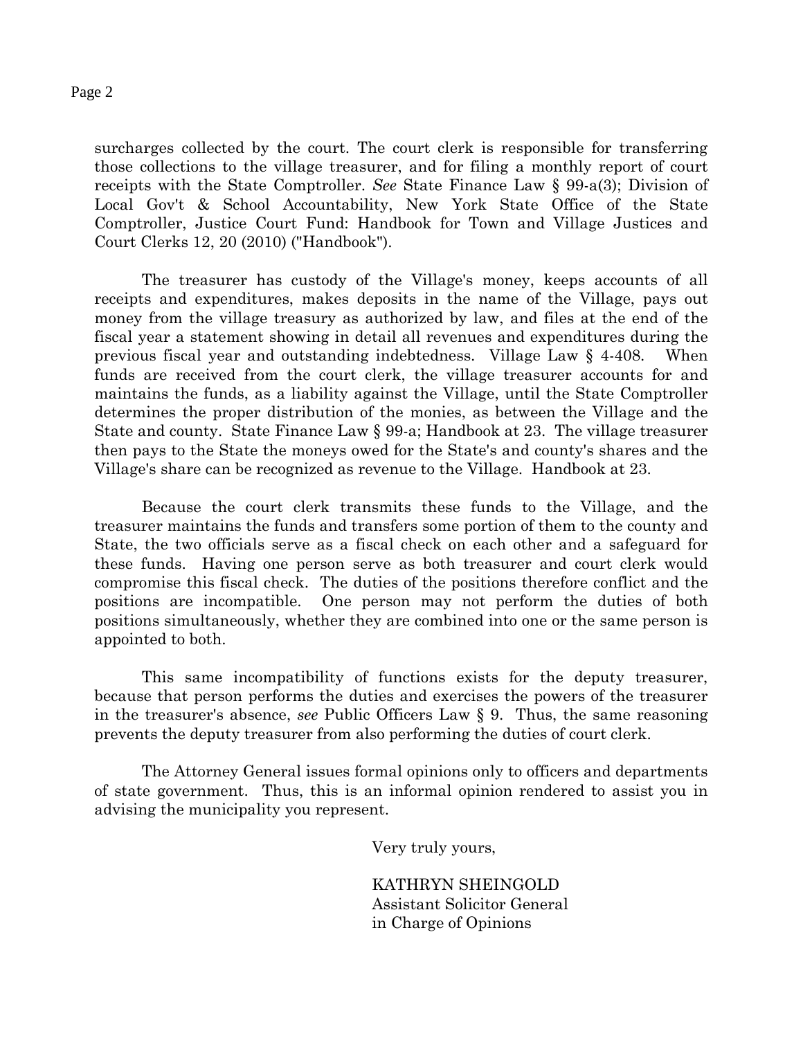surcharges collected by the court. The court clerk is responsible for transferring those collections to the village treasurer, and for filing a monthly report of court receipts with the State Comptroller. *See* State Finance Law § 99-a(3); Division of Local Gov't & School Accountability, New York State Office of the State Comptroller, Justice Court Fund: Handbook for Town and Village Justices and Court Clerks 12, 20 (2010) ("Handbook").

The treasurer has custody of the Village's money, keeps accounts of all receipts and expenditures, makes deposits in the name of the Village, pays out money from the village treasury as authorized by law, and files at the end of the fiscal year a statement showing in detail all revenues and expenditures during the previous fiscal year and outstanding indebtedness. Village Law § 4-408. When funds are received from the court clerk, the village treasurer accounts for and maintains the funds, as a liability against the Village, until the State Comptroller determines the proper distribution of the monies, as between the Village and the State and county. State Finance Law § 99-a; Handbook at 23. The village treasurer then pays to the State the moneys owed for the State's and county's shares and the Village's share can be recognized as revenue to the Village. Handbook at 23.

Because the court clerk transmits these funds to the Village, and the treasurer maintains the funds and transfers some portion of them to the county and State, the two officials serve as a fiscal check on each other and a safeguard for these funds. Having one person serve as both treasurer and court clerk would compromise this fiscal check. The duties of the positions therefore conflict and the positions are incompatible. One person may not perform the duties of both positions simultaneously, whether they are combined into one or the same person is appointed to both.

This same incompatibility of functions exists for the deputy treasurer, because that person performs the duties and exercises the powers of the treasurer in the treasurer's absence, *see* Public Officers Law § 9. Thus, the same reasoning prevents the deputy treasurer from also performing the duties of court clerk.

The Attorney General issues formal opinions only to officers and departments of state government. Thus, this is an informal opinion rendered to assist you in advising the municipality you represent.

Very truly yours,

KATHRYN SHEINGOLD
Assistant Solicitor General
in Charge of Opinions